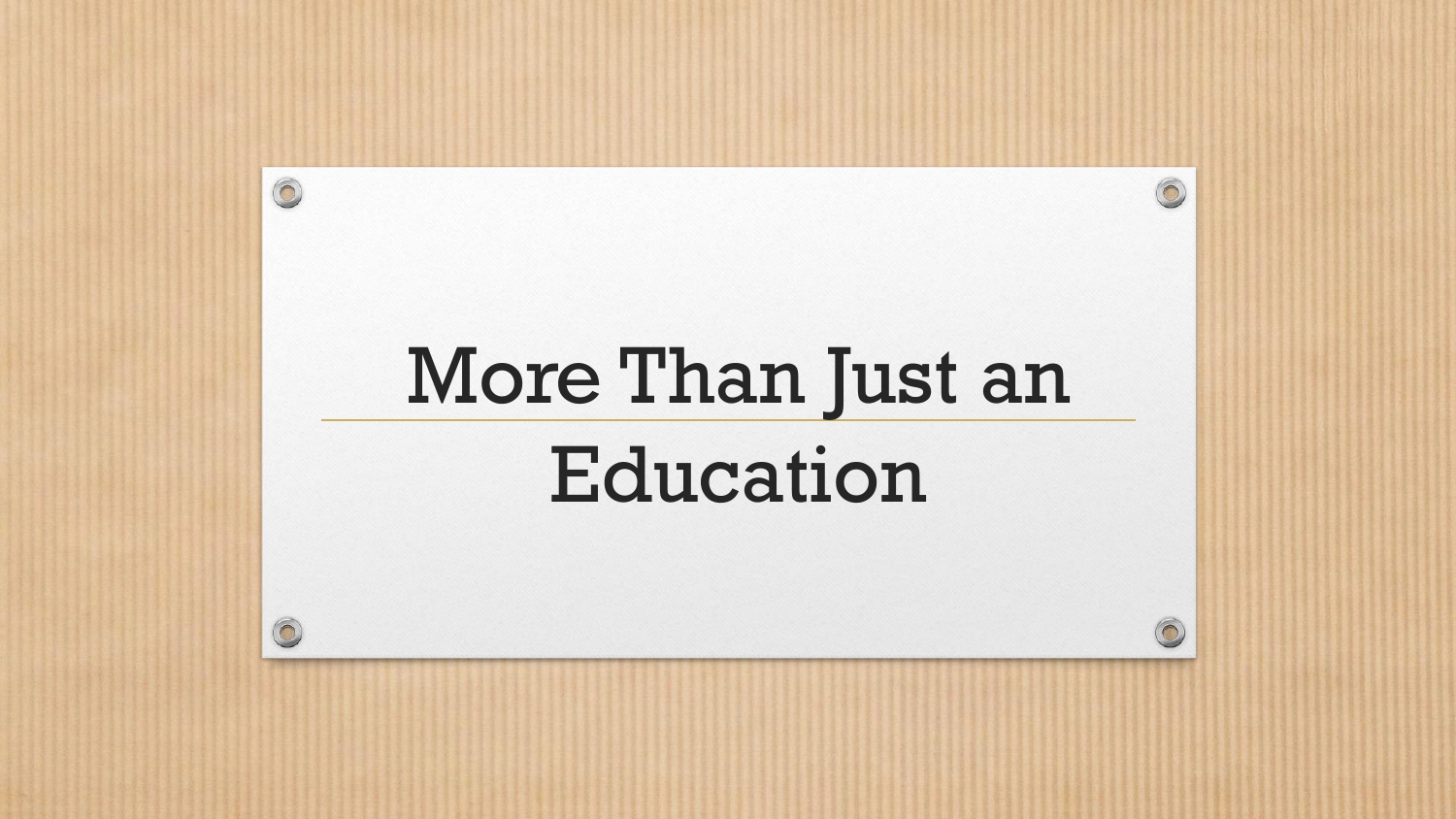# More Than Just an Education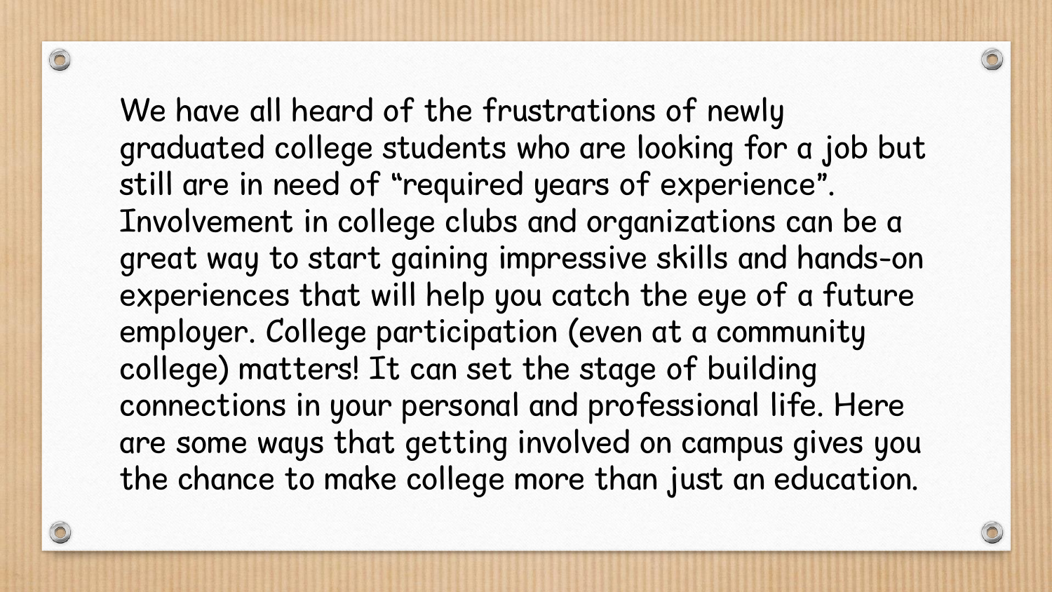We have all heard of the frustrations of newly graduated college students who are looking for a job but still are in need of "required years of experience". Involvement in college clubs and organizations can be a great way to start gaining impressive skills and hands-on experiences that will help you catch the eye of a future employer. College participation (even at a community college) matters! It can set the stage of building connections in your personal and professional life. Here are some ways that getting involved on campus gives you the chance to make college more than just an education.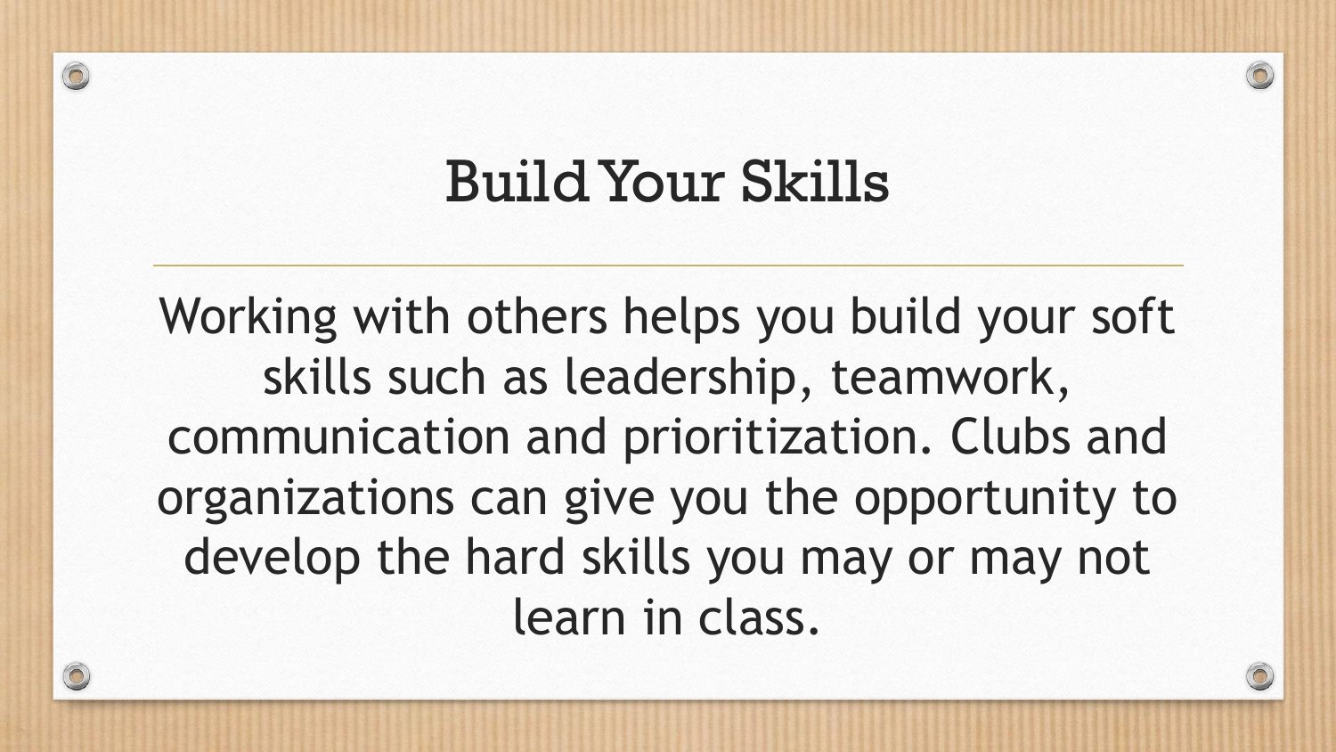# Build Your Skills

Working with others helps you build your soft skills such as leadership, teamwork, communication and prioritization. Clubs and organizations can give you the opportunity to develop the hard skills you may or may not learn in class.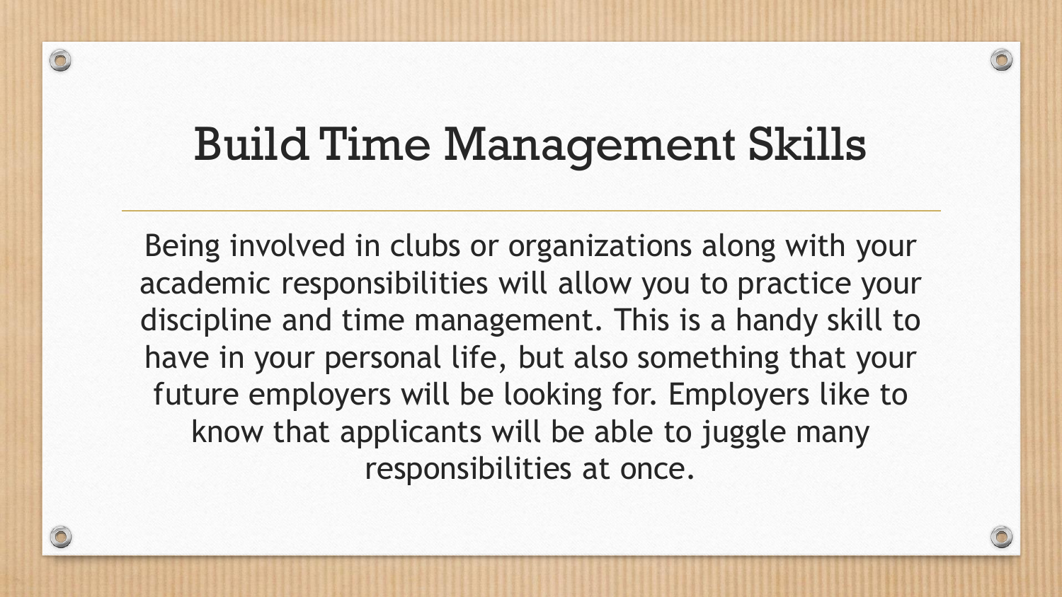# Build Time Management Skills

Being involved in clubs or organizations along with your academic responsibilities will allow you to practice your discipline and time management. This is a handy skill to have in your personal life, but also something that your future employers will be looking for. Employers like to know that applicants will be able to juggle many responsibilities at once.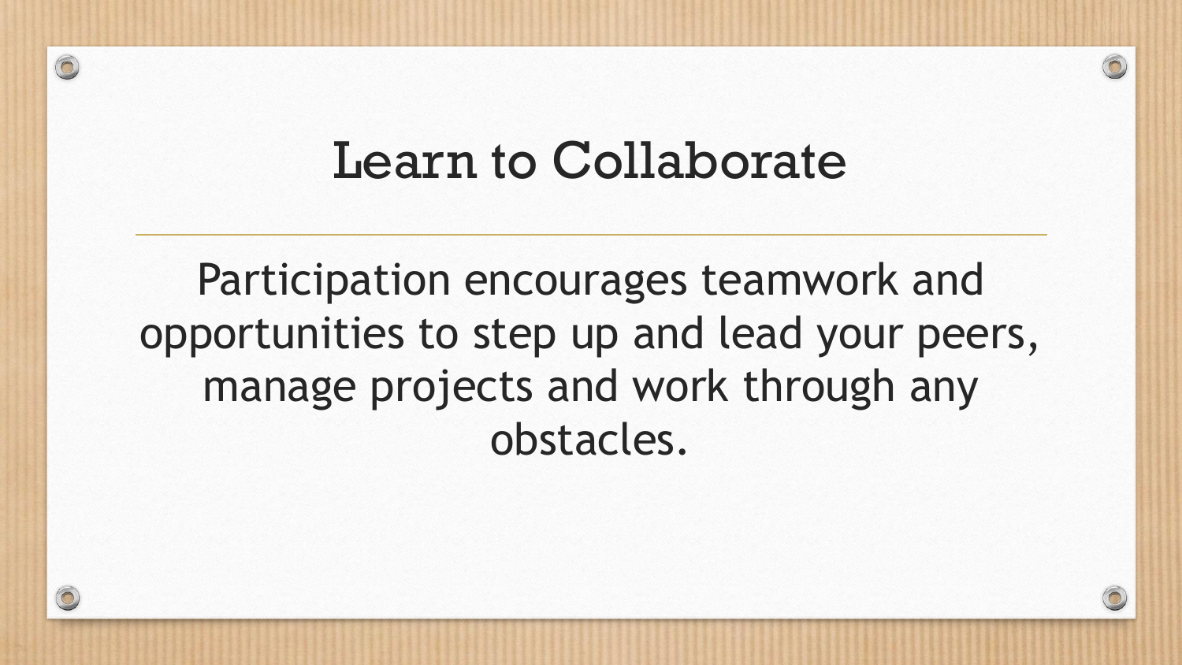# Learn to Collaborate

Participation encourages teamwork and opportunities to step up and lead your peers, manage projects and work through any obstacles.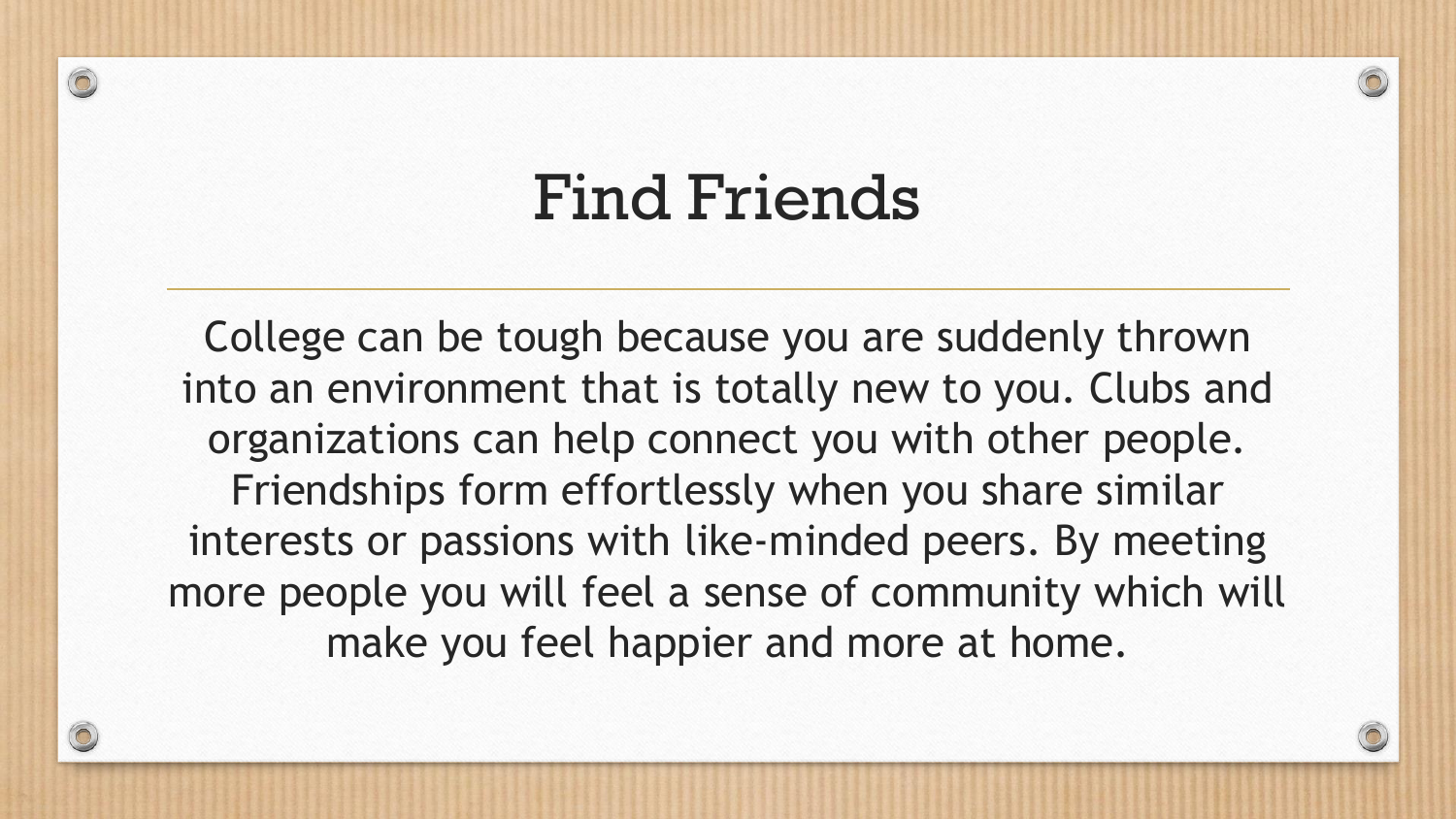# Find Friends

College can be tough because you are suddenly thrown into an environment that is totally new to you. Clubs and organizations can help connect you with other people. Friendships form effortlessly when you share similar interests or passions with like-minded peers. By meeting more people you will feel a sense of community which will make you feel happier and more at home.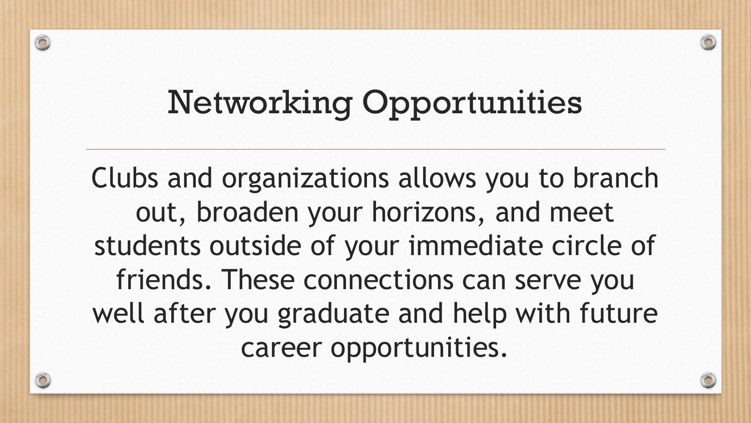# Networking Opportunities

Clubs and organizations allows you to branch out, broaden your horizons, and meet students outside of your immediate circle of friends. These connections can serve you well after you graduate and help with future career opportunities.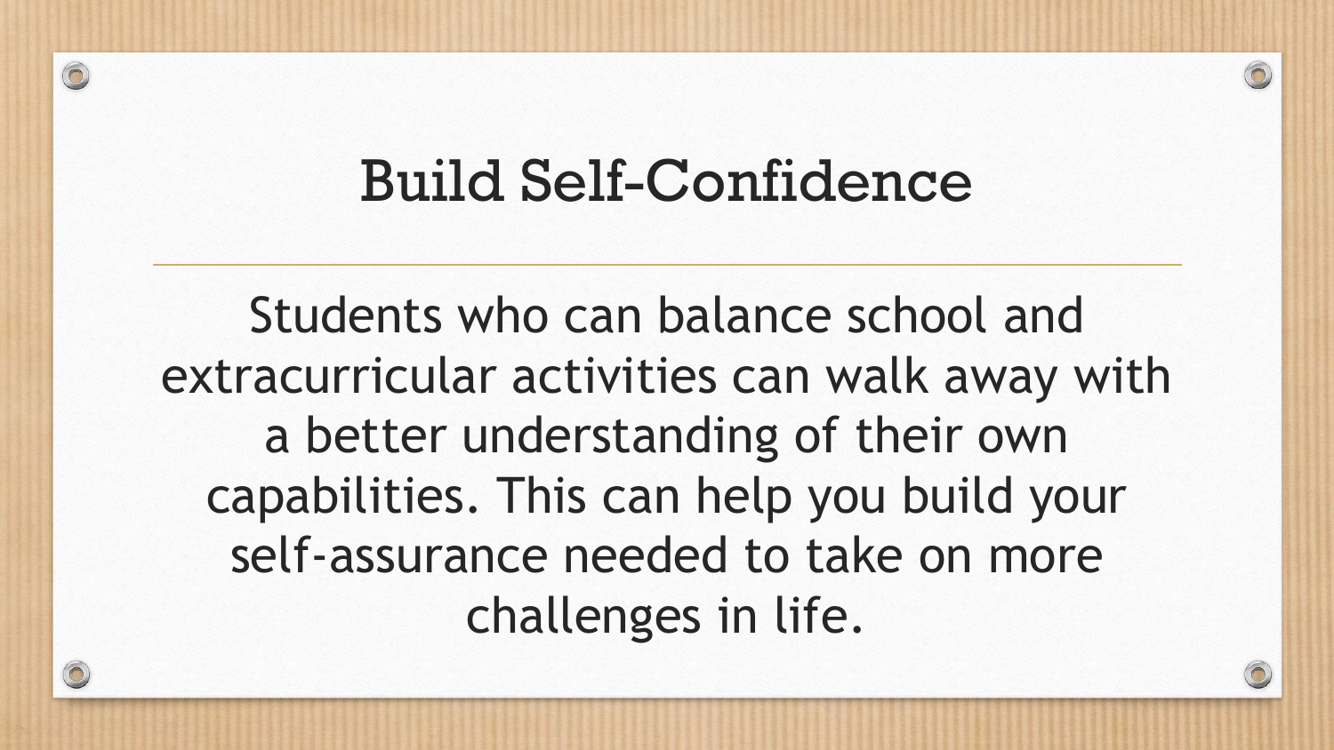# Build Self-Confidence

Students who can balance school and extracurricular activities can walk away with a better understanding of their own capabilities. This can help you build your self-assurance needed to take on more challenges in life.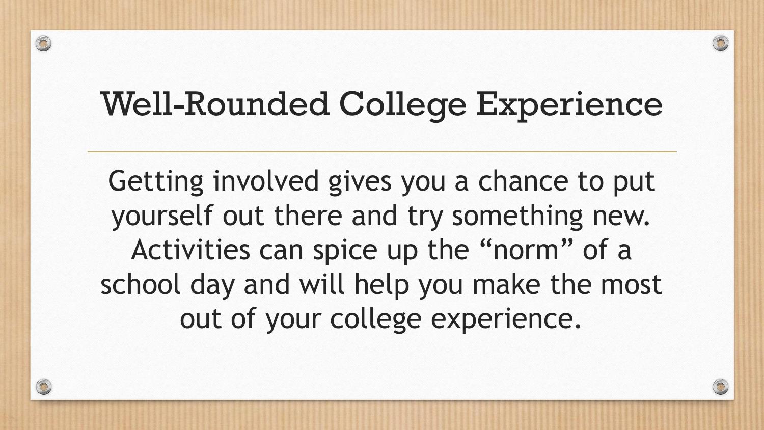# Well-Rounded College Experience

Getting involved gives you a chance to put yourself out there and try something new. Activities can spice up the “norm” of a school day and will help you make the most out of your college experience.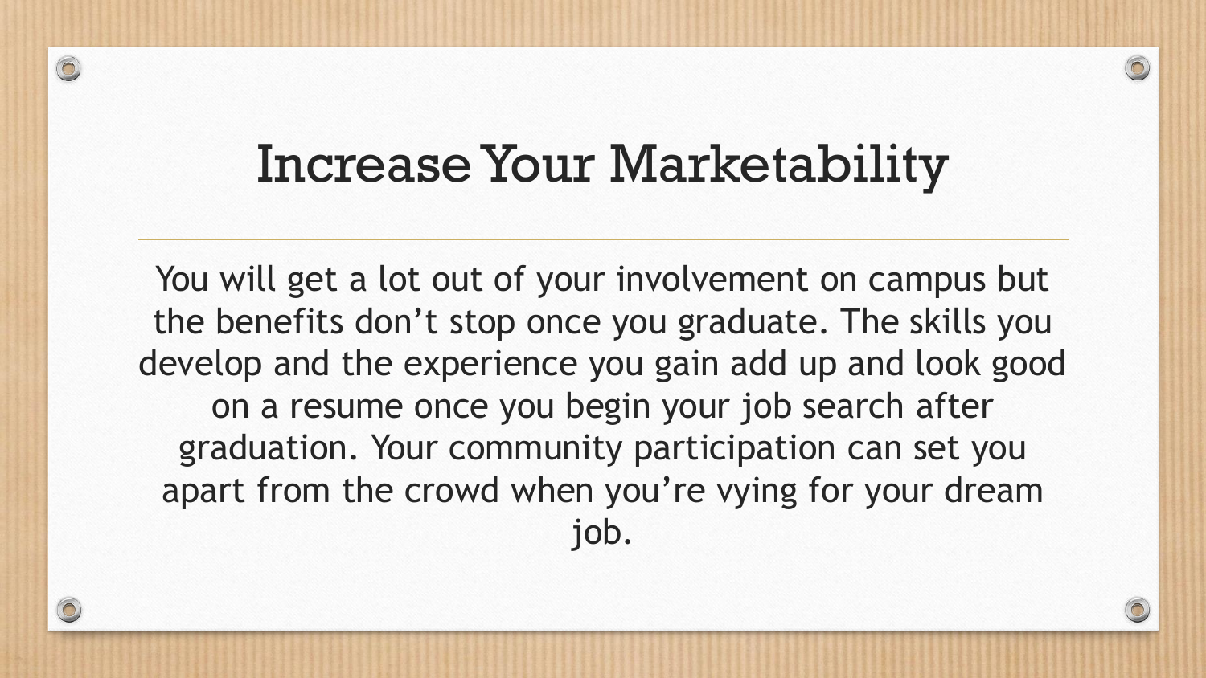# Increase Your Marketability

You will get a lot out of your involvement on campus but the benefits don’t stop once you graduate. The skills you develop and the experience you gain add up and look good on a resume once you begin your job search after graduation. Your community participation can set you apart from the crowd when you’re vying for your dream job.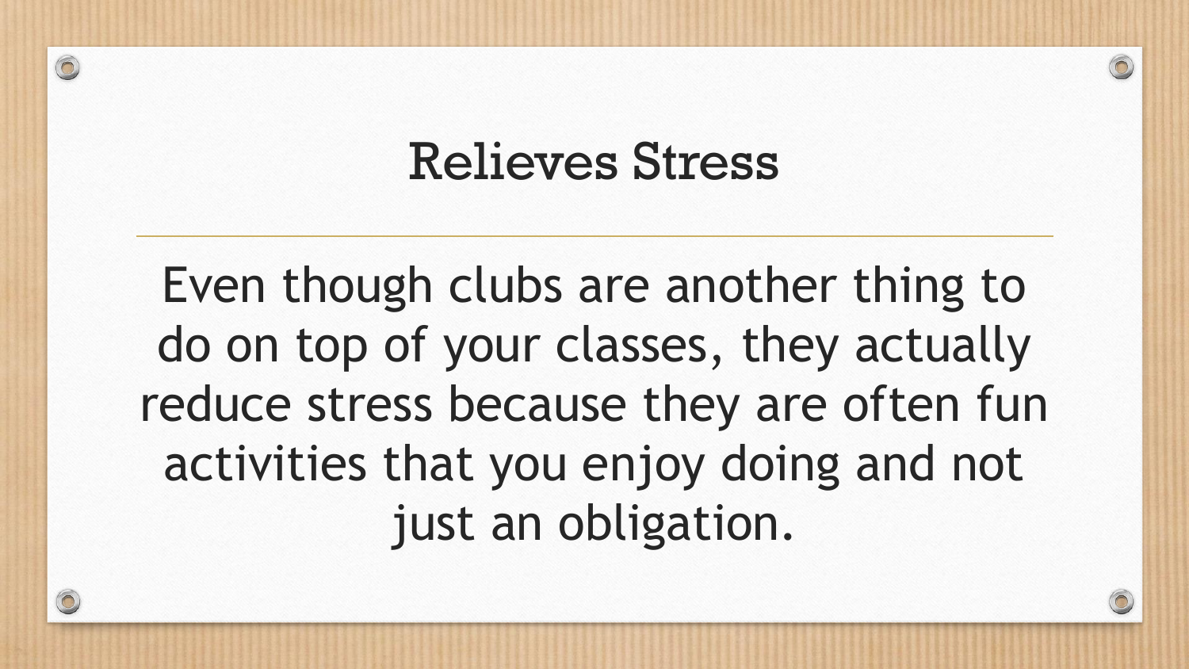# Relieves Stress

Even though clubs are another thing to do on top of your classes, they actually reduce stress because they are often fun activities that you enjoy doing and not just an obligation.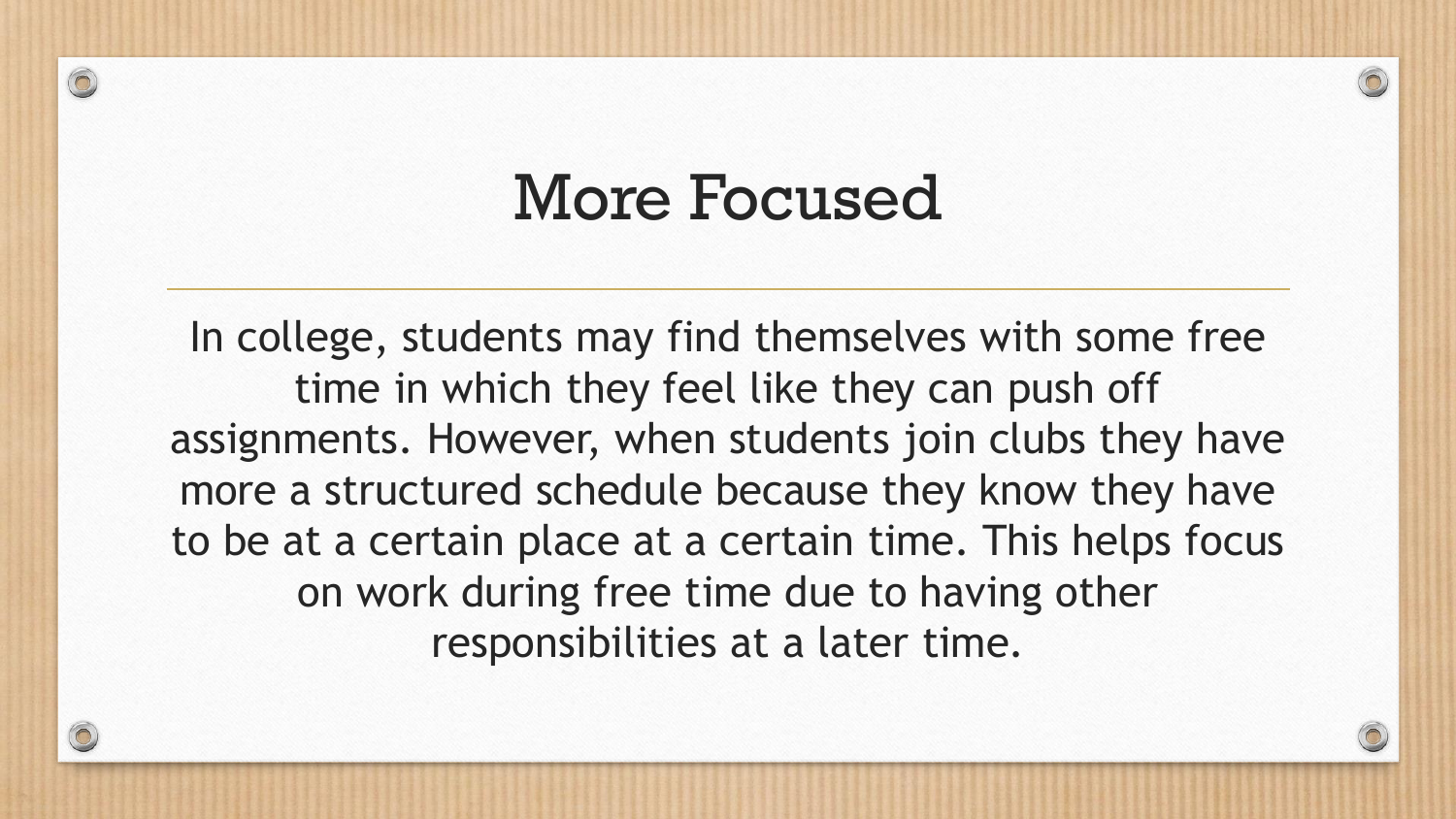# More Focused

In college, students may find themselves with some free time in which they feel like they can push off assignments. However, when students join clubs they have more a structured schedule because they know they have to be at a certain place at a certain time. This helps focus on work during free time due to having other responsibilities at a later time.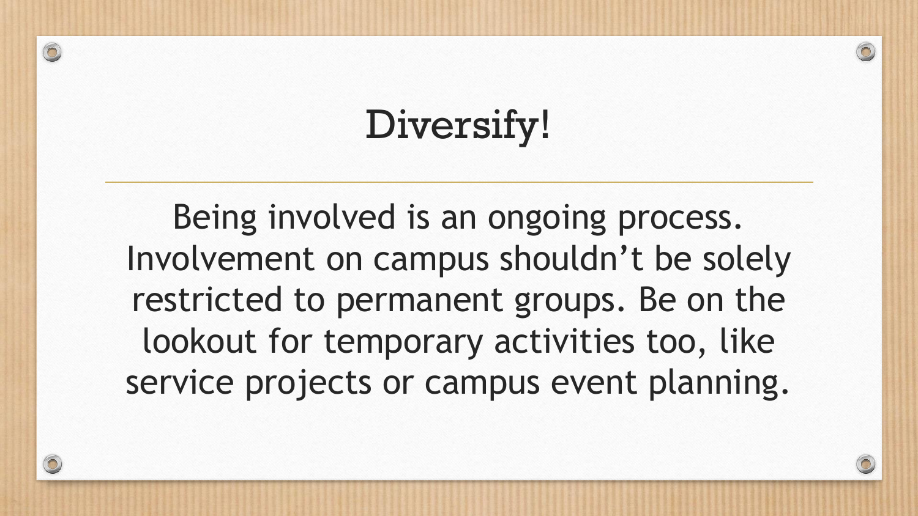# Diversify!

Being involved is an ongoing process. Involvement on campus shouldn't be solely restricted to permanent groups. Be on the lookout for temporary activities too, like service projects or campus event planning.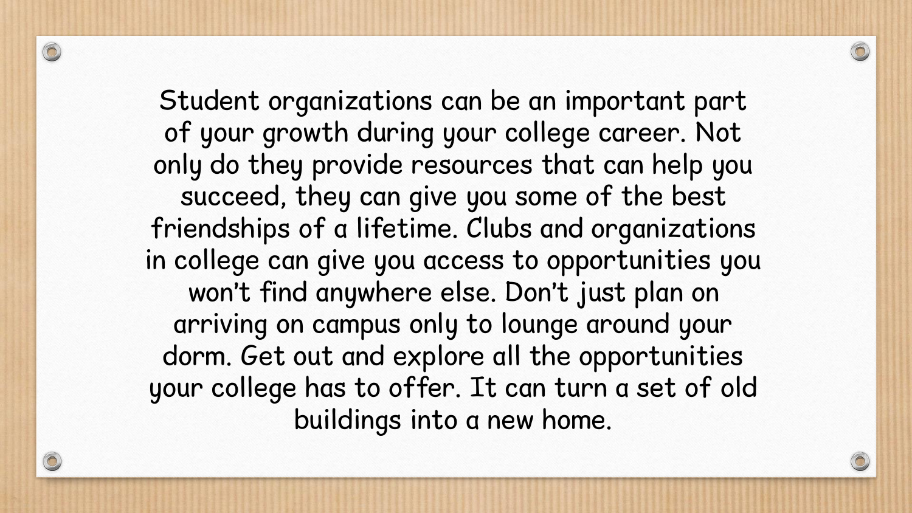Student organizations can be an important part of your growth during your college career. Not only do they provide resources that can help you succeed, they can give you some of the best friendships of a lifetime. Clubs and organizations in college can give you access to opportunities you won't find anywhere else. Don't just plan on arriving on campus only to lounge around your dorm. Get out and explore all the opportunities your college has to offer. It can turn a set of old buildings into a new home.